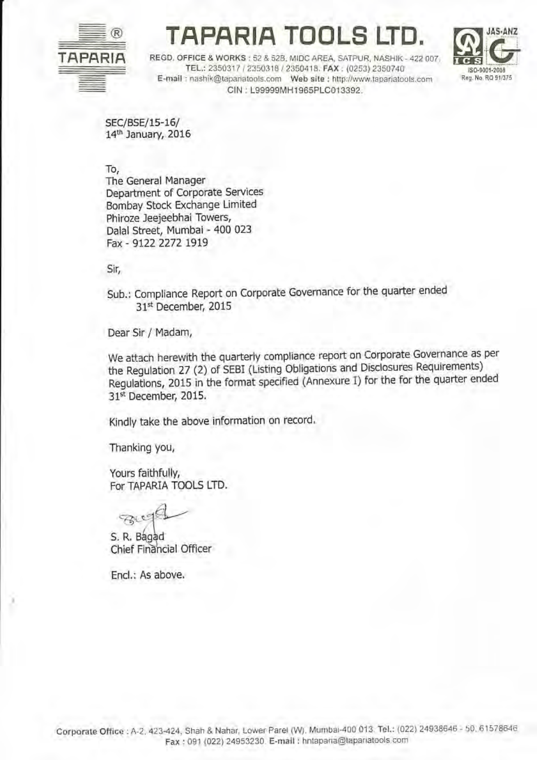# TAPARIA TOOLS LTD.

REGD. OFFICE & WORKS : 52 & 52B, MIDC AREA, SATPUR, NASHIK - 422 007.
TEL.: 2350317 / 2350318 / 2350418. FAX : (0253) 2350740
E-mail : nashik@tapariatools.com Web site : http://www.tapariatools.com
CIN : L99999MH1965PLC013392.

JAS-ANZ
ISO-9001-2008
Reg. No. RQ 91/375

SEC/BSE/15-16/
14th January, 2016

To,
The General Manager
Department of Corporate Services
Bombay Stock Exchange Limited
Phiroze Jeejeebhai Towers,
Dalal Street, Mumbai - 400 023
Fax - 9122 2272 1919

Sir,

Sub.: Compliance Report on Corporate Governance for the quarter ended 31st December, 2015

Dear Sir / Madam,

We attach herewith the quarterly compliance report on Corporate Governance as per the Regulation 27 (2) of SEBI (Listing Obligations and Disclosures Requirements) Regulations, 2015 in the format specified (Annexure I) for the for the quarter ended 31st December, 2015.

Kindly take the above information on record.

Thanking you,

Yours faithfully,
For TAPARIA TOOLS LTD.

S. R. Bagad
Chief Financial Officer

Encl.: As above.

Corporate Office : A-2, 423-424, Shah & Nahar, Lower Parel (W), Mumbai-400 013. Tel.: (022) 24938646 - 50, 61578646
Fax : 091 (022) 24953230. E-mail : hntaparia@tapariatools.com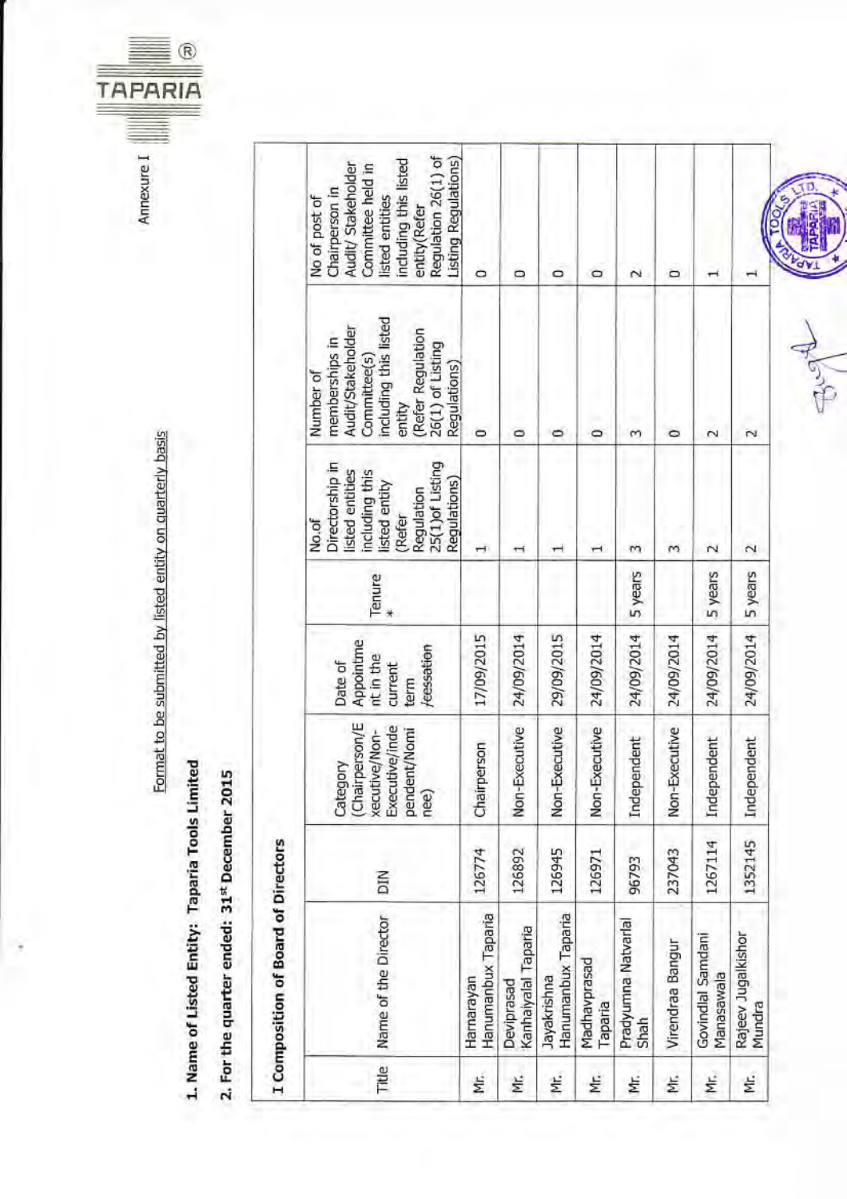Annexure I

Format to be submitted by listed entity on quarterly basis

**1. Name of Listed Entity: Taparia Tools Limited**

**2. For the quarter ended: 31st December 2015**

**I Composition of Board of Directors**

| Title | Name of the Director | DIN | Category (Chairperson/Executive/Non-Executive/independent/Nominee) | Date of Appointment in the current term /cessation | Tenure * | No.of Directorship in listed entities including this listed entity (Refer Regulation 25(1)of Listing Regulations) | Number of memberships in Audit/Stakeholder Committee(s) including this listed entity (Refer Regulation 26(1) of Listing Regulations) | No of post of Chairperson in Audit/ Stakeholder Committee held in listed entities including this listed entity(Refer Regulation 26(1) of Listing Regulations) |
|---|---|---|---|---|---|---|---|---|
| Mr. | Harnarayan Hanumanbux Taparia | 126774 | Chairperson | 17/09/2015 | | 1 | 0 | 0 |
| Mr. | Deviprasad Kanhaiyalal Taparia | 126892 | Non-Executive | 24/09/2014 | | 1 | 0 | 0 |
| Mr. | Jayakrishna Hanumanbux Taparia | 126945 | Non-Executive | 29/09/2015 | | 1 | 0 | 0 |
| Mr. | Madhavprasad Taparia | 126971 | Non-Executive | 24/09/2014 | | 1 | 0 | 0 |
| Mr. | Pradyumna Natvarlal Shah | 96793 | Independent | 24/09/2014 | 5 years | 3 | 3 | 2 |
| Mr. | Virendraa Bangur | 237043 | Non-Executive | 24/09/2014 | | 3 | 0 | 0 |
| Mr. | Govindlal Samdani Manasawala | 1267114 | Independent | 24/09/2014 | 5 years | 2 | 2 | 1 |
| Mr. | Rajeev Jugalkishor Mundra | 1352145 | Independent | 24/09/2014 | 5 years | 2 | 2 | 1 |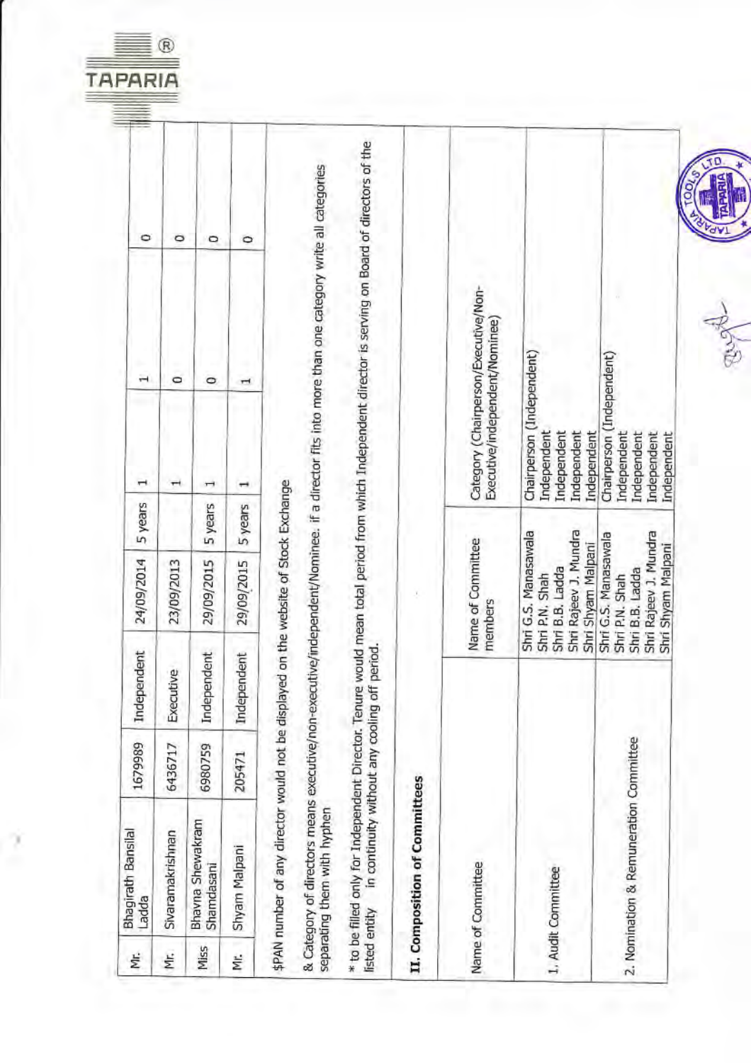| Mr. | Bhagirath Bansilal Ladda | 1679989 | Independent | 24/09/2014 | 5 years | 1 | 1 | 0 |
|---|---|---|---|---|---|---|---|---|
| Mr. | Sivaramakrishnan | 6436717 | Executive | 23/09/2013 | | 1 | 0 | 0 |
| Miss | Bhavna Shewakram Shamdasani | 6980759 | Independent | 29/09/2015 | 5 years | 1 | 0 | 0 |
| Mr. | Shyam Malpani | 205471 | Independent | 29/09/2015 | 5 years | 1 | 1 | 0 |

$PAN number of any director would not be displayed on the website of Stock Exchange

& Category of directors means executive/non-executive/independent/Nominee. if a director fits into more than one category write all categories separating them with hyphen

* to be filled only for Independent Director. Tenure would mean total period from which Independent director is serving on Board of directors of the listed entity in continuity without any cooling off period.

## II. Composition of Committees

| Name of Committee | Name of Committee members | Category (Chairperson/Executive/Non-Executive/independent/Nominee) |
|---|---|---|
| 1. Audit Committee | Shri G.S. Manasawala<br>Shri P.N. Shah<br>Shri B.B. Ladda<br>Shri Rajeev J. Mundra<br>Shri Shyam Malpani | Chairperson (Independent)<br>Independent<br>Independent<br>Independent<br>Independent |
| 2. Nomination & Remuneration Committee | Shri G.S. Manasawala<br>Shri P.N. Shah<br>Shri B.B. Ladda<br>Shri Rajeev J. Mundra<br>Shri Shyam Malpani | Chairperson (Independent)<br>Independent<br>Independent<br>Independent<br>Independent |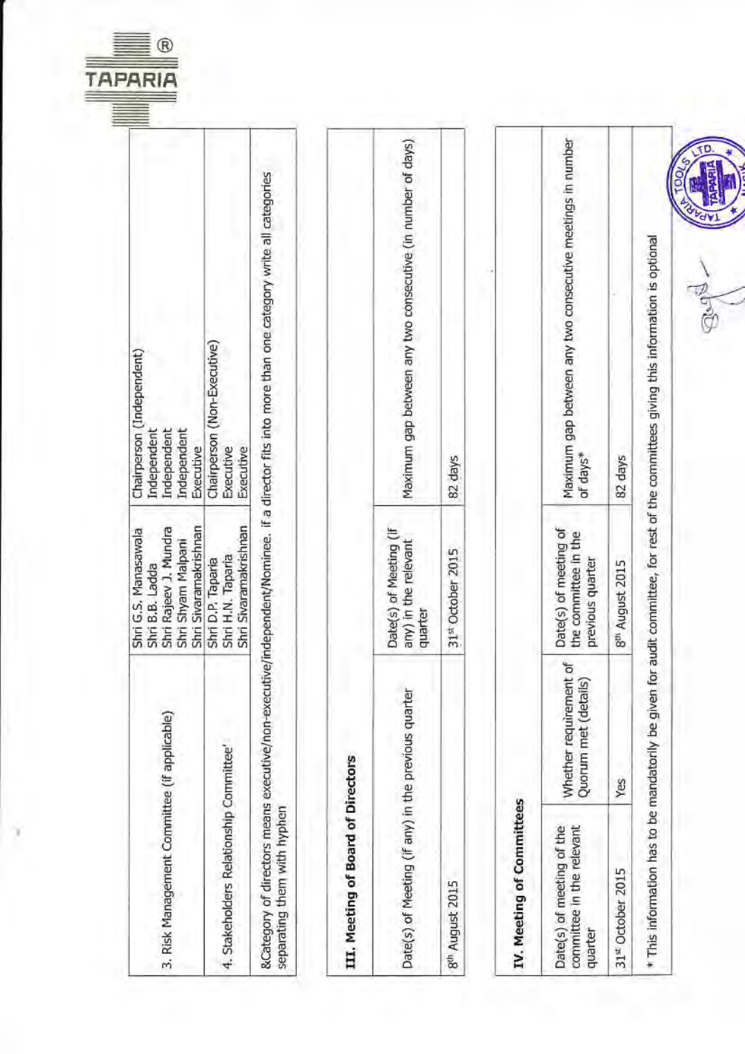| | | |
|---|---|---|
| 3. Risk Management Committee (if applicable) | Shri G.S. Manasawala<br>Shri B.B. Ladda<br>Shri Rajeev J. Mundra<br>Shri Shyam Malpani<br>Shri Sivaramakrishnan | Chairperson (Independent)<br>Independent<br>Independent<br>Independent<br>Executive |
| 4. Stakeholders Relationship Committee' | Shri D.P. Taparia<br>Shri H.N. Taparia<br>Shri Sivaramakrishnan | Chairperson (Non-Executive)<br>Executive<br>Executive |

&Category of directors means executive/non-executive/independent/Nominee. if a director fits into more than one category write all categories separating them with hyphen

## III. Meeting of Board of Directors

| Date(s) of Meeting (if any) in the previous quarter | Date(s) of Meeting (if any) in the relevant quarter | Maximum gap between any two consecutive (in number of days) |
|---|---|---|
| 8th August 2015 | 31st October 2015 | 82 days |

## IV. Meeting of Committees

| Date(s) of meeting of the committee in the relevant quarter | Whether requirement of Quorum met (details) | Date(s) of meeting of the committee in the previous quarter | Maximum gap between any two consecutive meetings in number of days* |
|---|---|---|---|
| 31st October 2015 | Yes | 8th August 2015 | 82 days |

* This information has to be mandatorily be given for audit committee, for rest of the committees giving this information is optional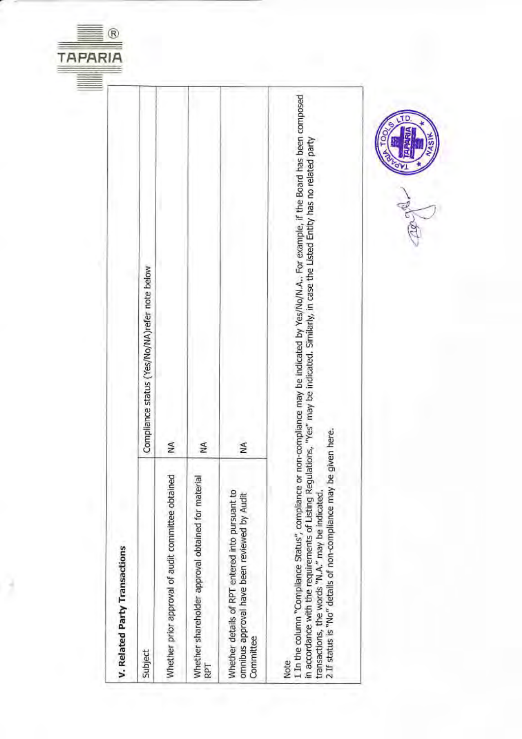## V. Related Party Transactions

| Subject | Compliance status (Yes/No/NA)refer note below |
|---|---|
| Whether prior approval of audit committee obtained | NA |
| Whether shareholder approval obtained for material RPT | NA |
| Whether details of RPT entered into pursuant to omnibus approval have been reviewed by Audit Committee | NA |

Note

1 In the column "Compliance Status", compliance or non-compliance may be indicated by Yes/No/N.A.. For example, if the Board has been composed in accordance with the requirements of Listing Regulations, "Yes" may be indicated. Similarly, in case the Listed Entity has no related party transactions, the words "N.A." may be indicated.

2 If status is "No" details of non-compliance may be given here.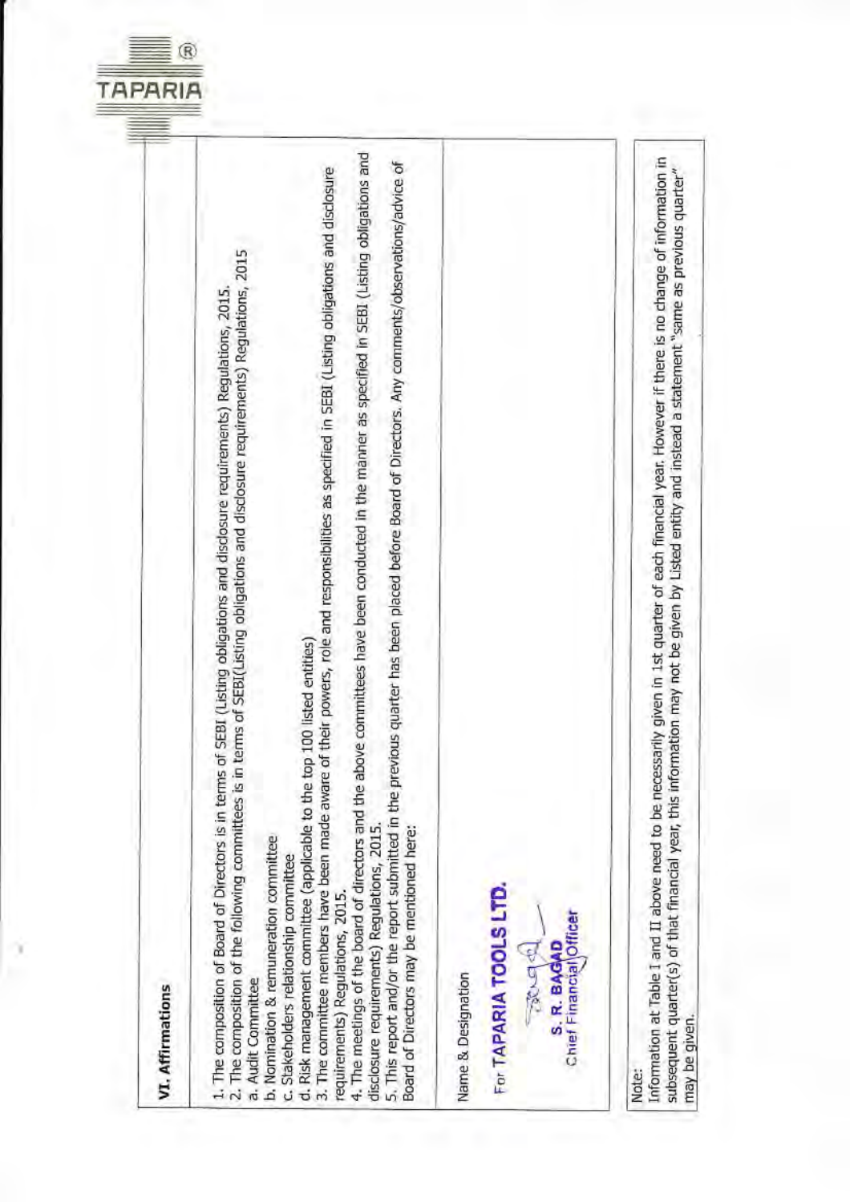## VI. Affirmations

1. The composition of Board of Directors is in terms of SEBI (Listing obligations and disclosure requirements) Regulations, 2015.
2. The composition of the following committees is in terms of SEBI(Listing obligations and disclosure requirements) Regulations, 2015
   a. Audit Committee
   b. Nomination & remuneration committee
   c. Stakeholders relationship committee
   d. Risk management committee (applicable to the top 100 listed entities)
3. The committee members have been made aware of their powers, role and responsibilities as specified in SEBI (Listing obligations and disclosure requirements) Regulations, 2015.
4. The meetings of the board of directors and the above committees have been conducted in the manner as specified in SEBI (Listing obligations and disclosure requirements) Regulations, 2015.
5. This report and/or the report submitted in the previous quarter has been placed before Board of Directors. Any comments/observations/advice of Board of Directors may be mentioned here:

Name & Designation

For **TAPARIA TOOLS LTD.**

**S. R. BAGAD**
Chief Financial Officer

Note:
Information at Table I and II above need to be necessarily given in 1st quarter of each financial year. However if there is no change of information in subsequent quarter(s) of that financial year, this information may not be given by Listed entity and instead a statement "same as previous quarter" may be given.